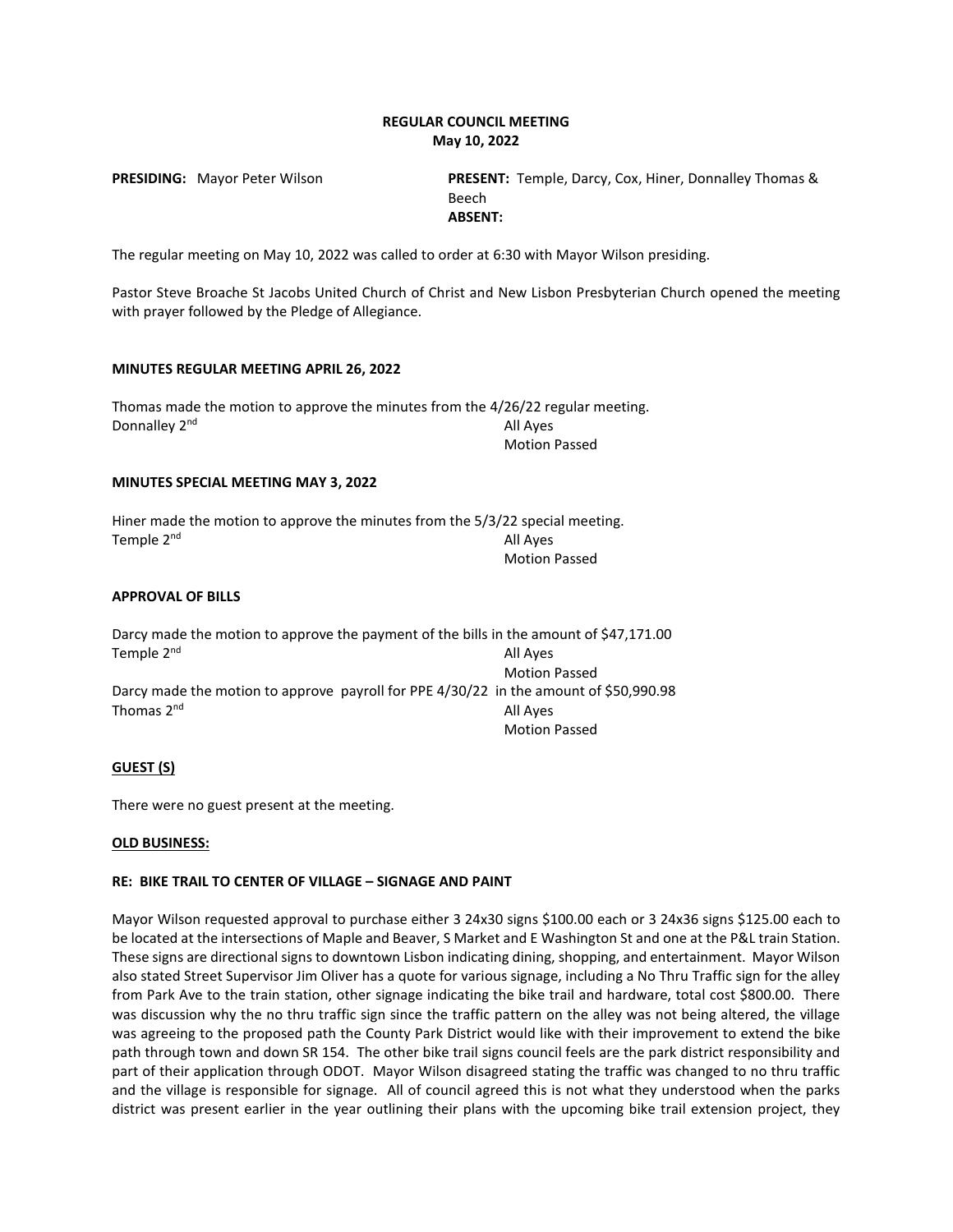**REGULAR COUNCIL MEETING**
**May 10, 2022**

**PRESIDING:** Mayor Peter Wilson

**PRESENT:** Temple, Darcy, Cox, Hiner, Donnalley Thomas & Beech
**ABSENT:**

The regular meeting on May 10, 2022 was called to order at 6:30 with Mayor Wilson presiding.

Pastor Steve Broache St Jacobs United Church of Christ and New Lisbon Presbyterian Church opened the meeting with prayer followed by the Pledge of Allegiance.

**MINUTES REGULAR MEETING APRIL 26, 2022**

Thomas made the motion to approve the minutes from the 4/26/22 regular meeting.
Donnalley 2nd — All Ayes
Motion Passed

**MINUTES SPECIAL MEETING MAY 3, 2022**

Hiner made the motion to approve the minutes from the 5/3/22 special meeting.
Temple 2nd — All Ayes
Motion Passed

**APPROVAL OF BILLS**

Darcy made the motion to approve the payment of the bills in the amount of $47,171.00
Temple 2nd — All Ayes
Motion Passed

Darcy made the motion to approve payroll for PPE 4/30/22 in the amount of $50,990.98
Thomas 2nd — All Ayes
Motion Passed

**GUEST (S)**

There were no guest present at the meeting.

**OLD BUSINESS:**

**RE: BIKE TRAIL TO CENTER OF VILLAGE – SIGNAGE AND PAINT**

Mayor Wilson requested approval to purchase either 3 24x30 signs $100.00 each or 3 24x36 signs $125.00 each to be located at the intersections of Maple and Beaver, S Market and E Washington St and one at the P&L train Station. These signs are directional signs to downtown Lisbon indicating dining, shopping, and entertainment. Mayor Wilson also stated Street Supervisor Jim Oliver has a quote for various signage, including a No Thru Traffic sign for the alley from Park Ave to the train station, other signage indicating the bike trail and hardware, total cost $800.00. There was discussion why the no thru traffic sign since the traffic pattern on the alley was not being altered, the village was agreeing to the proposed path the County Park District would like with their improvement to extend the bike path through town and down SR 154. The other bike trail signs council feels are the park district responsibility and part of their application through ODOT. Mayor Wilson disagreed stating the traffic was changed to no thru traffic and the village is responsible for signage. All of council agreed this is not what they understood when the parks district was present earlier in the year outlining their plans with the upcoming bike trail extension project, they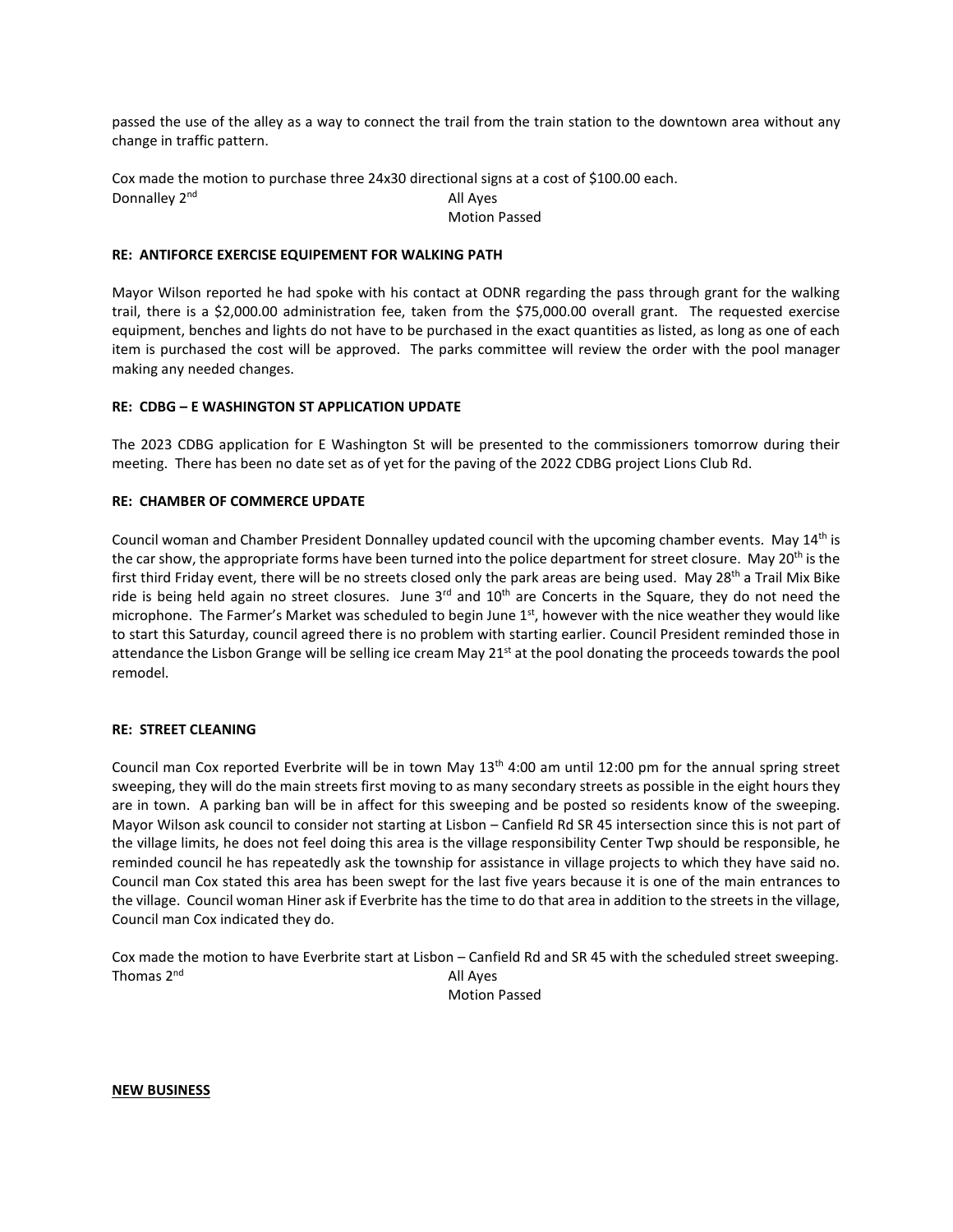passed the use of the alley as a way to connect the trail from the train station to the downtown area without any change in traffic pattern.

Cox made the motion to purchase three 24x30 directional signs at a cost of $100.00 each.
Donnalley 2nd All Ayes
Motion Passed

**RE: ANTIFORCE EXERCISE EQUIPEMENT FOR WALKING PATH**

Mayor Wilson reported he had spoke with his contact at ODNR regarding the pass through grant for the walking trail, there is a $2,000.00 administration fee, taken from the $75,000.00 overall grant. The requested exercise equipment, benches and lights do not have to be purchased in the exact quantities as listed, as long as one of each item is purchased the cost will be approved. The parks committee will review the order with the pool manager making any needed changes.

**RE: CDBG – E WASHINGTON ST APPLICATION UPDATE**

The 2023 CDBG application for E Washington St will be presented to the commissioners tomorrow during their meeting. There has been no date set as of yet for the paving of the 2022 CDBG project Lions Club Rd.

**RE: CHAMBER OF COMMERCE UPDATE**

Council woman and Chamber President Donnalley updated council with the upcoming chamber events. May 14th is the car show, the appropriate forms have been turned into the police department for street closure. May 20th is the first third Friday event, there will be no streets closed only the park areas are being used. May 28th a Trail Mix Bike ride is being held again no street closures. June 3rd and 10th are Concerts in the Square, they do not need the microphone. The Farmer's Market was scheduled to begin June 1st, however with the nice weather they would like to start this Saturday, council agreed there is no problem with starting earlier. Council President reminded those in attendance the Lisbon Grange will be selling ice cream May 21st at the pool donating the proceeds towards the pool remodel.

**RE: STREET CLEANING**

Council man Cox reported Everbrite will be in town May 13th 4:00 am until 12:00 pm for the annual spring street sweeping, they will do the main streets first moving to as many secondary streets as possible in the eight hours they are in town. A parking ban will be in affect for this sweeping and be posted so residents know of the sweeping. Mayor Wilson ask council to consider not starting at Lisbon – Canfield Rd SR 45 intersection since this is not part of the village limits, he does not feel doing this area is the village responsibility Center Twp should be responsible, he reminded council he has repeatedly ask the township for assistance in village projects to which they have said no. Council man Cox stated this area has been swept for the last five years because it is one of the main entrances to the village. Council woman Hiner ask if Everbrite has the time to do that area in addition to the streets in the village, Council man Cox indicated they do.

Cox made the motion to have Everbrite start at Lisbon – Canfield Rd and SR 45 with the scheduled street sweeping.
Thomas 2nd All Ayes
Motion Passed

**NEW BUSINESS**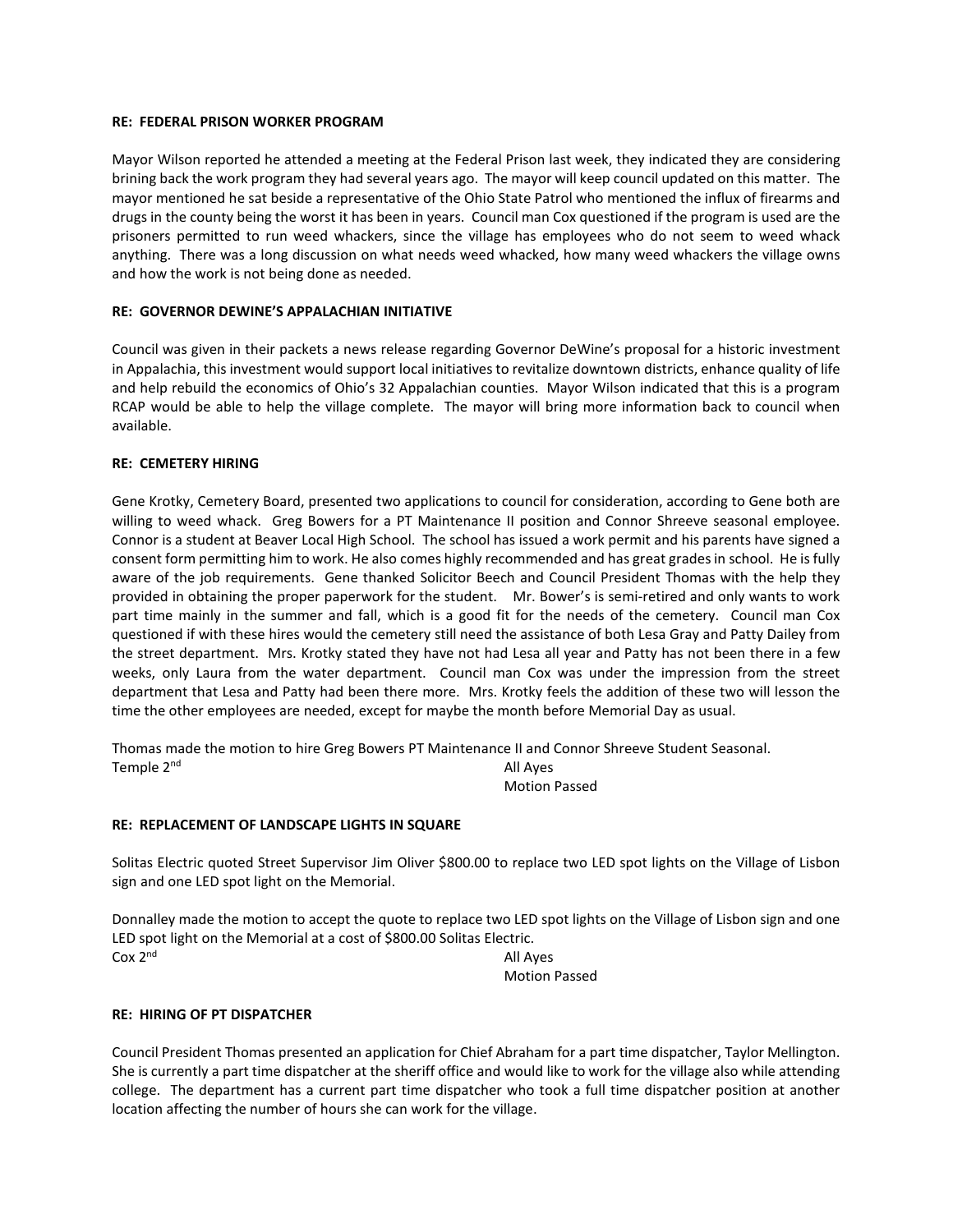**RE: FEDERAL PRISON WORKER PROGRAM**

Mayor Wilson reported he attended a meeting at the Federal Prison last week, they indicated they are considering brining back the work program they had several years ago. The mayor will keep council updated on this matter. The mayor mentioned he sat beside a representative of the Ohio State Patrol who mentioned the influx of firearms and drugs in the county being the worst it has been in years. Council man Cox questioned if the program is used are the prisoners permitted to run weed whackers, since the village has employees who do not seem to weed whack anything. There was a long discussion on what needs weed whacked, how many weed whackers the village owns and how the work is not being done as needed.

**RE: GOVERNOR DEWINE'S APPALACHIAN INITIATIVE**

Council was given in their packets a news release regarding Governor DeWine's proposal for a historic investment in Appalachia, this investment would support local initiatives to revitalize downtown districts, enhance quality of life and help rebuild the economics of Ohio's 32 Appalachian counties. Mayor Wilson indicated that this is a program RCAP would be able to help the village complete. The mayor will bring more information back to council when available.

**RE: CEMETERY HIRING**

Gene Krotky, Cemetery Board, presented two applications to council for consideration, according to Gene both are willing to weed whack. Greg Bowers for a PT Maintenance II position and Connor Shreeve seasonal employee. Connor is a student at Beaver Local High School. The school has issued a work permit and his parents have signed a consent form permitting him to work. He also comes highly recommended and has great grades in school. He is fully aware of the job requirements. Gene thanked Solicitor Beech and Council President Thomas with the help they provided in obtaining the proper paperwork for the student. Mr. Bower's is semi-retired and only wants to work part time mainly in the summer and fall, which is a good fit for the needs of the cemetery. Council man Cox questioned if with these hires would the cemetery still need the assistance of both Lesa Gray and Patty Dailey from the street department. Mrs. Krotky stated they have not had Lesa all year and Patty has not been there in a few weeks, only Laura from the water department. Council man Cox was under the impression from the street department that Lesa and Patty had been there more. Mrs. Krotky feels the addition of these two will lesson the time the other employees are needed, except for maybe the month before Memorial Day as usual.

Thomas made the motion to hire Greg Bowers PT Maintenance II and Connor Shreeve Student Seasonal.
Temple 2nd — All Ayes
Motion Passed

**RE: REPLACEMENT OF LANDSCAPE LIGHTS IN SQUARE**

Solitas Electric quoted Street Supervisor Jim Oliver $800.00 to replace two LED spot lights on the Village of Lisbon sign and one LED spot light on the Memorial.

Donnalley made the motion to accept the quote to replace two LED spot lights on the Village of Lisbon sign and one LED spot light on the Memorial at a cost of $800.00 Solitas Electric.
Cox 2nd — All Ayes
Motion Passed

**RE: HIRING OF PT DISPATCHER**

Council President Thomas presented an application for Chief Abraham for a part time dispatcher, Taylor Mellington. She is currently a part time dispatcher at the sheriff office and would like to work for the village also while attending college. The department has a current part time dispatcher who took a full time dispatcher position at another location affecting the number of hours she can work for the village.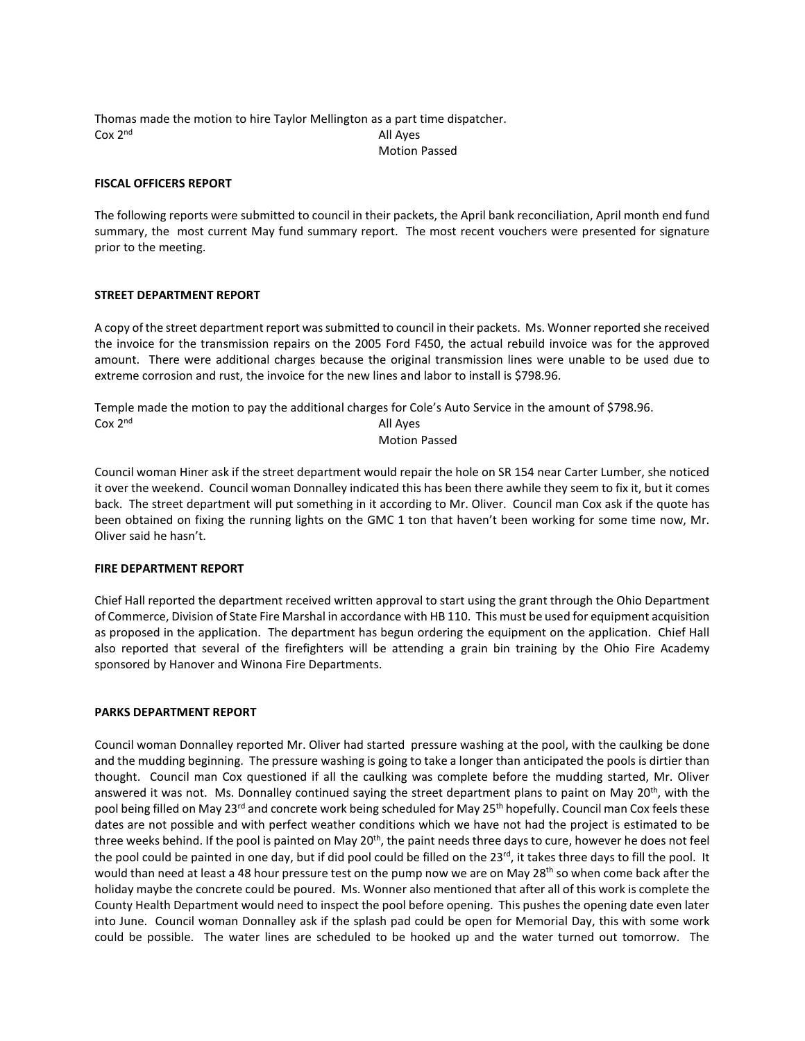Thomas made the motion to hire Taylor Mellington as a part time dispatcher.

Cox 2nd All Ayes

Motion Passed

**FISCAL OFFICERS REPORT**

The following reports were submitted to council in their packets, the April bank reconciliation, April month end fund summary, the most current May fund summary report. The most recent vouchers were presented for signature prior to the meeting.

**STREET DEPARTMENT REPORT**

A copy of the street department report was submitted to council in their packets. Ms. Wonner reported she received the invoice for the transmission repairs on the 2005 Ford F450, the actual rebuild invoice was for the approved amount. There were additional charges because the original transmission lines were unable to be used due to extreme corrosion and rust, the invoice for the new lines and labor to install is $798.96.

Temple made the motion to pay the additional charges for Cole's Auto Service in the amount of $798.96.

Cox 2nd All Ayes

Motion Passed

Council woman Hiner ask if the street department would repair the hole on SR 154 near Carter Lumber, she noticed it over the weekend. Council woman Donnalley indicated this has been there awhile they seem to fix it, but it comes back. The street department will put something in it according to Mr. Oliver. Council man Cox ask if the quote has been obtained on fixing the running lights on the GMC 1 ton that haven't been working for some time now, Mr. Oliver said he hasn't.

**FIRE DEPARTMENT REPORT**

Chief Hall reported the department received written approval to start using the grant through the Ohio Department of Commerce, Division of State Fire Marshal in accordance with HB 110. This must be used for equipment acquisition as proposed in the application. The department has begun ordering the equipment on the application. Chief Hall also reported that several of the firefighters will be attending a grain bin training by the Ohio Fire Academy sponsored by Hanover and Winona Fire Departments.

**PARKS DEPARTMENT REPORT**

Council woman Donnalley reported Mr. Oliver had started pressure washing at the pool, with the caulking be done and the mudding beginning. The pressure washing is going to take a longer than anticipated the pools is dirtier than thought. Council man Cox questioned if all the caulking was complete before the mudding started, Mr. Oliver answered it was not. Ms. Donnalley continued saying the street department plans to paint on May 20th, with the pool being filled on May 23rd and concrete work being scheduled for May 25th hopefully. Council man Cox feels these dates are not possible and with perfect weather conditions which we have not had the project is estimated to be three weeks behind. If the pool is painted on May 20th, the paint needs three days to cure, however he does not feel the pool could be painted in one day, but if did pool could be filled on the 23rd, it takes three days to fill the pool. It would than need at least a 48 hour pressure test on the pump now we are on May 28th so when come back after the holiday maybe the concrete could be poured. Ms. Wonner also mentioned that after all of this work is complete the County Health Department would need to inspect the pool before opening. This pushes the opening date even later into June. Council woman Donnalley ask if the splash pad could be open for Memorial Day, this with some work could be possible. The water lines are scheduled to be hooked up and the water turned out tomorrow. The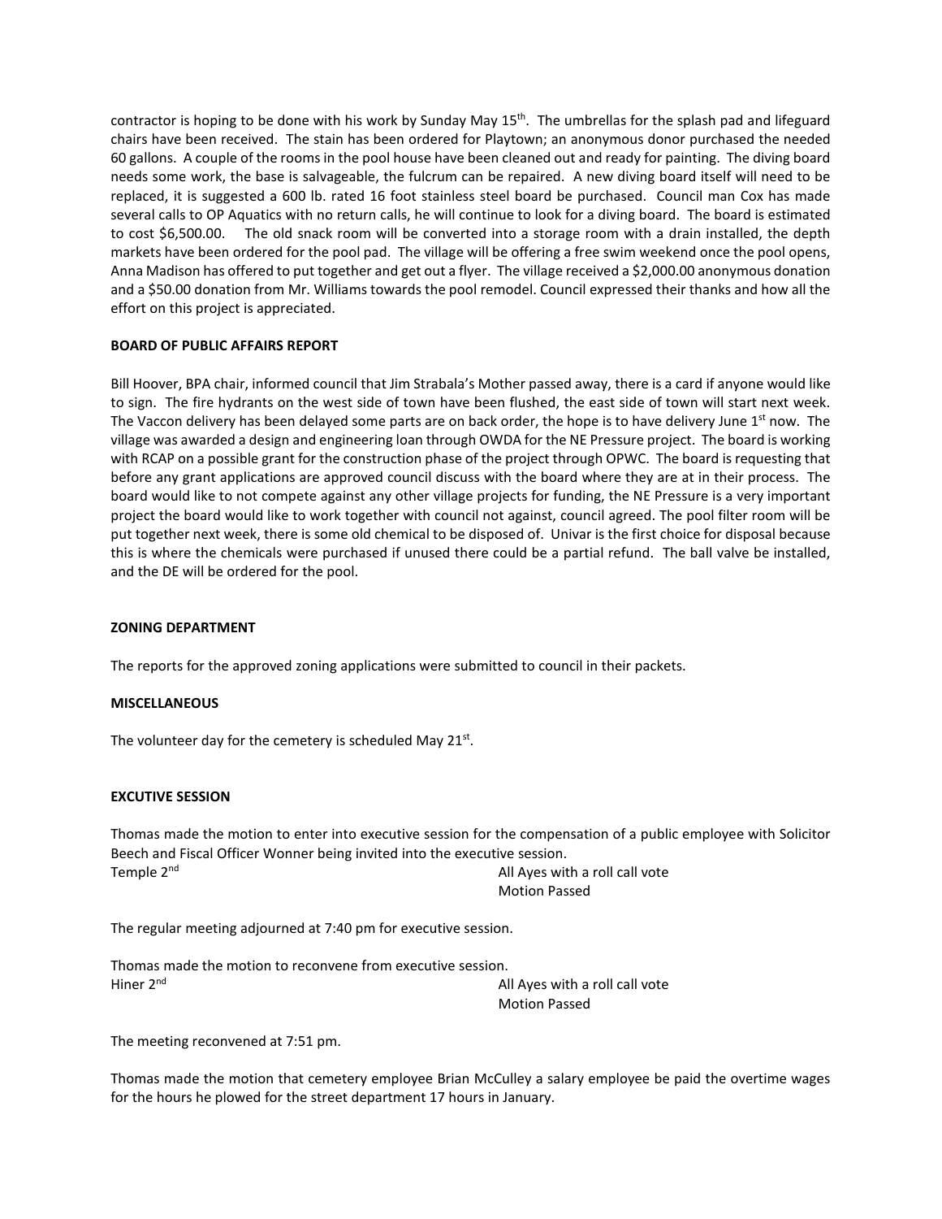contractor is hoping to be done with his work by Sunday May 15th. The umbrellas for the splash pad and lifeguard chairs have been received. The stain has been ordered for Playtown; an anonymous donor purchased the needed 60 gallons. A couple of the rooms in the pool house have been cleaned out and ready for painting. The diving board needs some work, the base is salvageable, the fulcrum can be repaired. A new diving board itself will need to be replaced, it is suggested a 600 lb. rated 16 foot stainless steel board be purchased. Council man Cox has made several calls to OP Aquatics with no return calls, he will continue to look for a diving board. The board is estimated to cost $6,500.00. The old snack room will be converted into a storage room with a drain installed, the depth markets have been ordered for the pool pad. The village will be offering a free swim weekend once the pool opens, Anna Madison has offered to put together and get out a flyer. The village received a $2,000.00 anonymous donation and a $50.00 donation from Mr. Williams towards the pool remodel. Council expressed their thanks and how all the effort on this project is appreciated.

**BOARD OF PUBLIC AFFAIRS REPORT**

Bill Hoover, BPA chair, informed council that Jim Strabala's Mother passed away, there is a card if anyone would like to sign. The fire hydrants on the west side of town have been flushed, the east side of town will start next week. The Vaccon delivery has been delayed some parts are on back order, the hope is to have delivery June 1st now. The village was awarded a design and engineering loan through OWDA for the NE Pressure project. The board is working with RCAP on a possible grant for the construction phase of the project through OPWC. The board is requesting that before any grant applications are approved council discuss with the board where they are at in their process. The board would like to not compete against any other village projects for funding, the NE Pressure is a very important project the board would like to work together with council not against, council agreed. The pool filter room will be put together next week, there is some old chemical to be disposed of. Univar is the first choice for disposal because this is where the chemicals were purchased if unused there could be a partial refund. The ball valve be installed, and the DE will be ordered for the pool.

**ZONING DEPARTMENT**

The reports for the approved zoning applications were submitted to council in their packets.

**MISCELLANEOUS**

The volunteer day for the cemetery is scheduled May 21st.

**EXCUTIVE SESSION**

Thomas made the motion to enter into executive session for the compensation of a public employee with Solicitor Beech and Fiscal Officer Wonner being invited into the executive session.

Temple 2nd — All Ayes with a roll call vote
Motion Passed

The regular meeting adjourned at 7:40 pm for executive session.

Thomas made the motion to reconvene from executive session.

Hiner 2nd — All Ayes with a roll call vote
Motion Passed

The meeting reconvened at 7:51 pm.

Thomas made the motion that cemetery employee Brian McCulley a salary employee be paid the overtime wages for the hours he plowed for the street department 17 hours in January.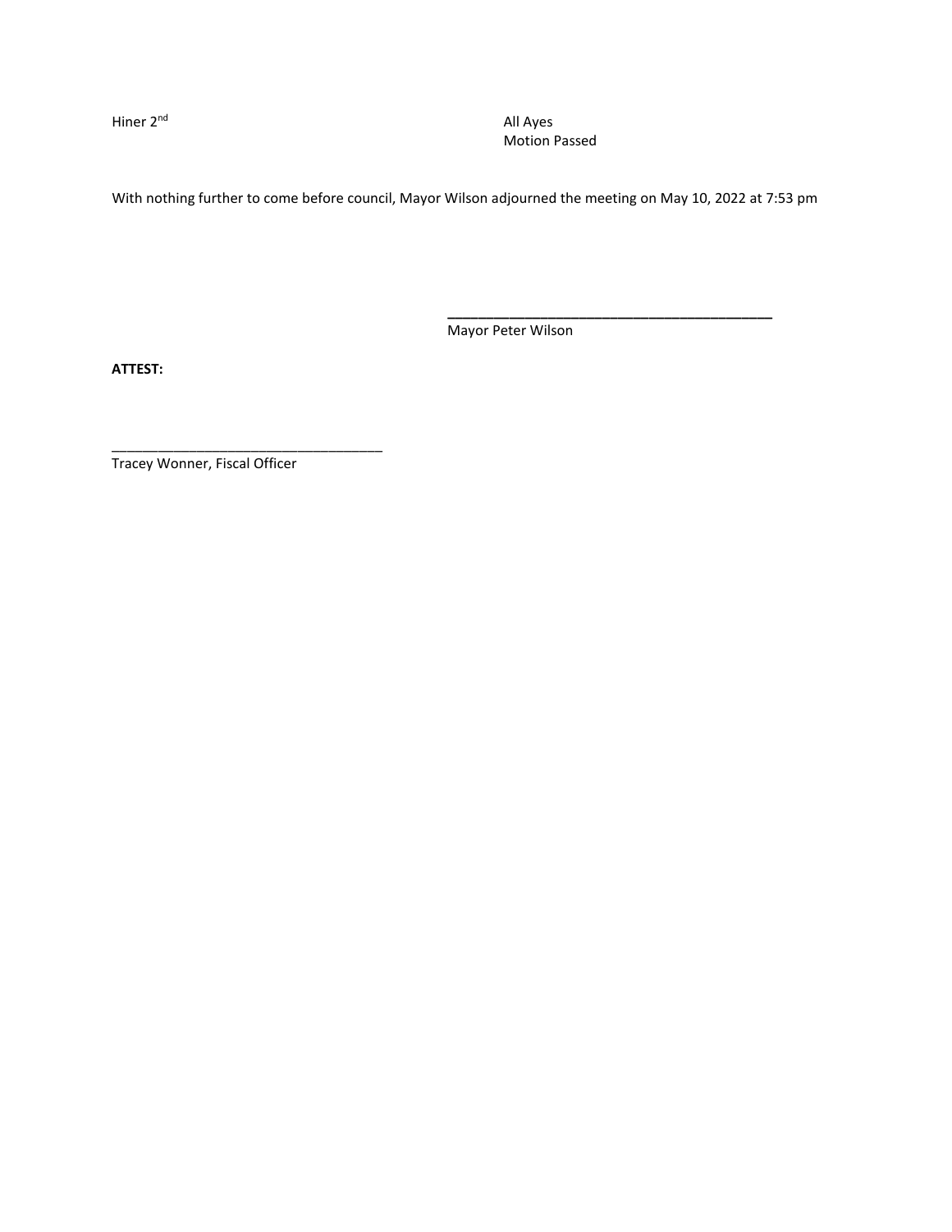Hiner 2nd

All Ayes
Motion Passed

With nothing further to come before council, Mayor Wilson adjourned the meeting on May 10, 2022 at 7:53 pm

\_\_\_\_\_\_\_\_\_\_\_\_\_\_\_\_\_\_\_\_\_\_\_\_\_\_\_\_\_\_\_\_\_\_\_\_\_\_\_\_\_\_
Mayor Peter Wilson

**ATTEST:**

\_\_\_\_\_\_\_\_\_\_\_\_\_\_\_\_\_\_\_\_\_\_\_\_\_\_\_\_\_\_\_\_\_\_\_\_\_
Tracey Wonner, Fiscal Officer